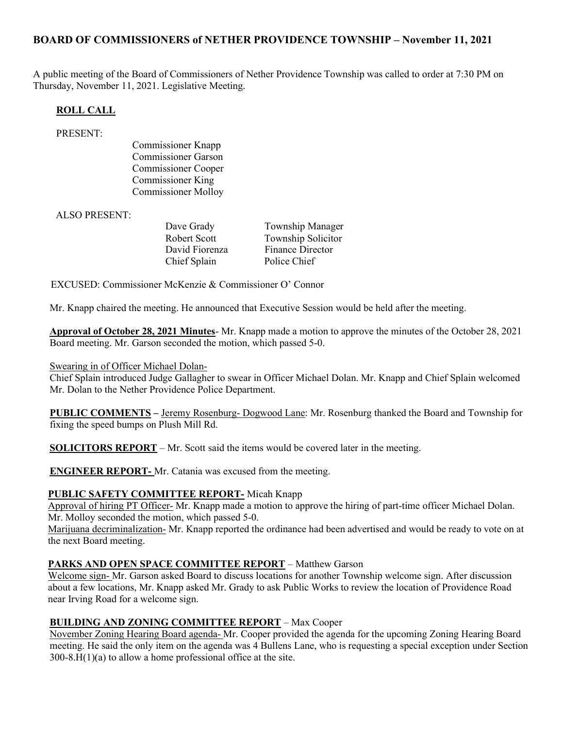## BOARD OF COMMISSIONERS of NETHER PROVIDENCE TOWNSHIP – November 11, 2021

A public meeting of the Board of Commissioners of Nether Providence Township was called to order at 7:30 PM on Thursday, November 11, 2021. Legislative Meeting.

**ROLL CALL**

PRESENT:

Commissioner Knapp
Commissioner Garson
Commissioner Cooper
Commissioner King
Commissioner Molloy

ALSO PRESENT:

| | |
|---|---|
| Dave Grady | Township Manager |
| Robert Scott | Township Solicitor |
| David Fiorenza | Finance Director |
| Chief Splain | Police Chief |

EXCUSED: Commissioner McKenzie & Commissioner O' Connor

Mr. Knapp chaired the meeting. He announced that Executive Session would be held after the meeting.

**Approval of October 28, 2021 Minutes**- Mr. Knapp made a motion to approve the minutes of the October 28, 2021 Board meeting. Mr. Garson seconded the motion, which passed 5-0.

Swearing in of Officer Michael Dolan-
Chief Splain introduced Judge Gallagher to swear in Officer Michael Dolan. Mr. Knapp and Chief Splain welcomed Mr. Dolan to the Nether Providence Police Department.

**PUBLIC COMMENTS –** Jeremy Rosenburg- Dogwood Lane: Mr. Rosenburg thanked the Board and Township for fixing the speed bumps on Plush Mill Rd.

**SOLICITORS REPORT** – Mr. Scott said the items would be covered later in the meeting.

**ENGINEER REPORT-** Mr. Catania was excused from the meeting.

**PUBLIC SAFETY COMMITTEE REPORT-** Micah Knapp

Approval of hiring PT Officer- Mr. Knapp made a motion to approve the hiring of part-time officer Michael Dolan. Mr. Molloy seconded the motion, which passed 5-0.

Marijuana decriminalization- Mr. Knapp reported the ordinance had been advertised and would be ready to vote on at the next Board meeting.

**PARKS AND OPEN SPACE COMMITTEE REPORT** – Matthew Garson

Welcome sign- Mr. Garson asked Board to discuss locations for another Township welcome sign. After discussion about a few locations, Mr. Knapp asked Mr. Grady to ask Public Works to review the location of Providence Road near Irving Road for a welcome sign.

**BUILDING AND ZONING COMMITTEE REPORT** – Max Cooper

November Zoning Hearing Board agenda- Mr. Cooper provided the agenda for the upcoming Zoning Hearing Board meeting. He said the only item on the agenda was 4 Bullens Lane, who is requesting a special exception under Section 300-8.H(1)(a) to allow a home professional office at the site.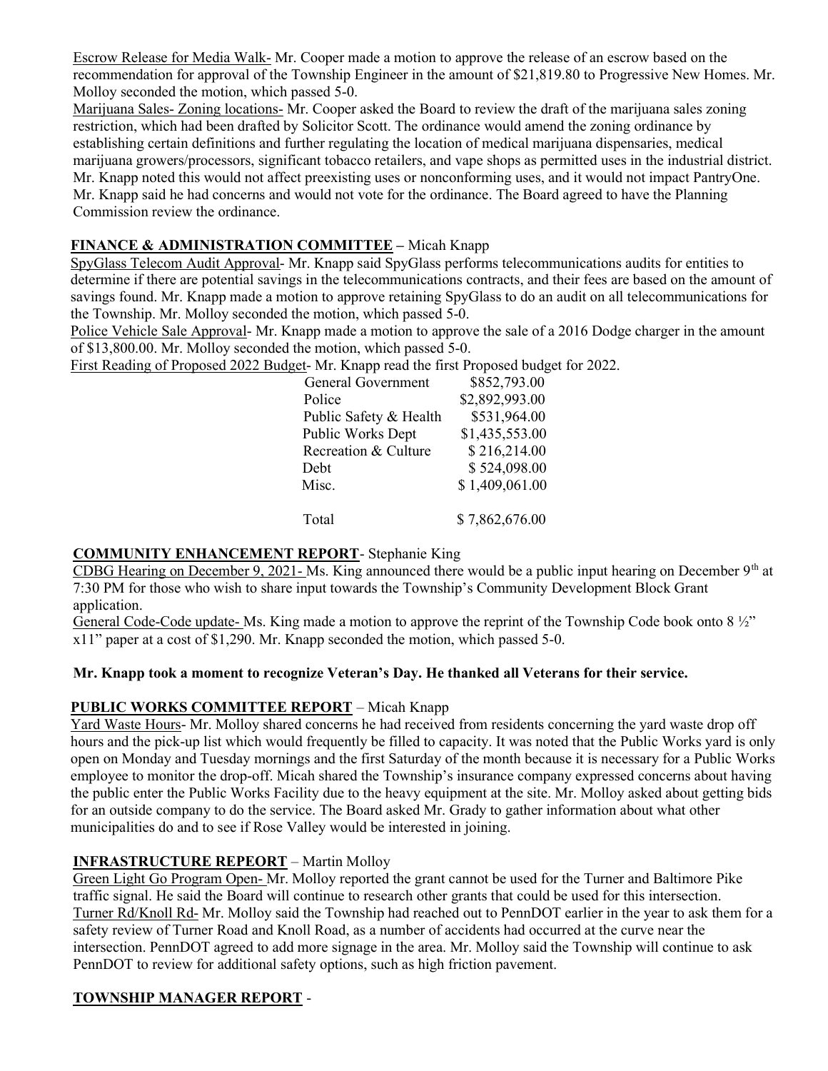Escrow Release for Media Walk- Mr. Cooper made a motion to approve the release of an escrow based on the recommendation for approval of the Township Engineer in the amount of $21,819.80 to Progressive New Homes. Mr. Molloy seconded the motion, which passed 5-0.

Marijuana Sales- Zoning locations- Mr. Cooper asked the Board to review the draft of the marijuana sales zoning restriction, which had been drafted by Solicitor Scott. The ordinance would amend the zoning ordinance by establishing certain definitions and further regulating the location of medical marijuana dispensaries, medical marijuana growers/processors, significant tobacco retailers, and vape shops as permitted uses in the industrial district. Mr. Knapp noted this would not affect preexisting uses or nonconforming uses, and it would not impact PantryOne. Mr. Knapp said he had concerns and would not vote for the ordinance. The Board agreed to have the Planning Commission review the ordinance.

## FINANCE & ADMINISTRATION COMMITTEE – Micah Knapp

SpyGlass Telecom Audit Approval- Mr. Knapp said SpyGlass performs telecommunications audits for entities to determine if there are potential savings in the telecommunications contracts, and their fees are based on the amount of savings found. Mr. Knapp made a motion to approve retaining SpyGlass to do an audit on all telecommunications for the Township. Mr. Molloy seconded the motion, which passed 5-0.

Police Vehicle Sale Approval- Mr. Knapp made a motion to approve the sale of a 2016 Dodge charger in the amount of $13,800.00. Mr. Molloy seconded the motion, which passed 5-0.

First Reading of Proposed 2022 Budget- Mr. Knapp read the first Proposed budget for 2022.

| | |
|---|---|
| General Government | $852,793.00 |
| Police | $2,892,993.00 |
| Public Safety & Health | $531,964.00 |
| Public Works Dept | $1,435,553.00 |
| Recreation & Culture | $ 216,214.00 |
| Debt | $ 524,098.00 |
| Misc. | $ 1,409,061.00 |
| Total | $ 7,862,676.00 |

## COMMUNITY ENHANCEMENT REPORT- Stephanie King

CDBG Hearing on December 9, 2021- Ms. King announced there would be a public input hearing on December 9th at 7:30 PM for those who wish to share input towards the Township's Community Development Block Grant application.

General Code-Code update- Ms. King made a motion to approve the reprint of the Township Code book onto 8 ½" x11" paper at a cost of $1,290. Mr. Knapp seconded the motion, which passed 5-0.

**Mr. Knapp took a moment to recognize Veteran's Day. He thanked all Veterans for their service.**

## PUBLIC WORKS COMMITTEE REPORT – Micah Knapp

Yard Waste Hours- Mr. Molloy shared concerns he had received from residents concerning the yard waste drop off hours and the pick-up list which would frequently be filled to capacity. It was noted that the Public Works yard is only open on Monday and Tuesday mornings and the first Saturday of the month because it is necessary for a Public Works employee to monitor the drop-off. Micah shared the Township's insurance company expressed concerns about having the public enter the Public Works Facility due to the heavy equipment at the site. Mr. Molloy asked about getting bids for an outside company to do the service. The Board asked Mr. Grady to gather information about what other municipalities do and to see if Rose Valley would be interested in joining.

## INFRASTRUCTURE REPEORT – Martin Molloy

Green Light Go Program Open- Mr. Molloy reported the grant cannot be used for the Turner and Baltimore Pike traffic signal. He said the Board will continue to research other grants that could be used for this intersection.

Turner Rd/Knoll Rd- Mr. Molloy said the Township had reached out to PennDOT earlier in the year to ask them for a safety review of Turner Road and Knoll Road, as a number of accidents had occurred at the curve near the intersection. PennDOT agreed to add more signage in the area. Mr. Molloy said the Township will continue to ask PennDOT to review for additional safety options, such as high friction pavement.

## TOWNSHIP MANAGER REPORT -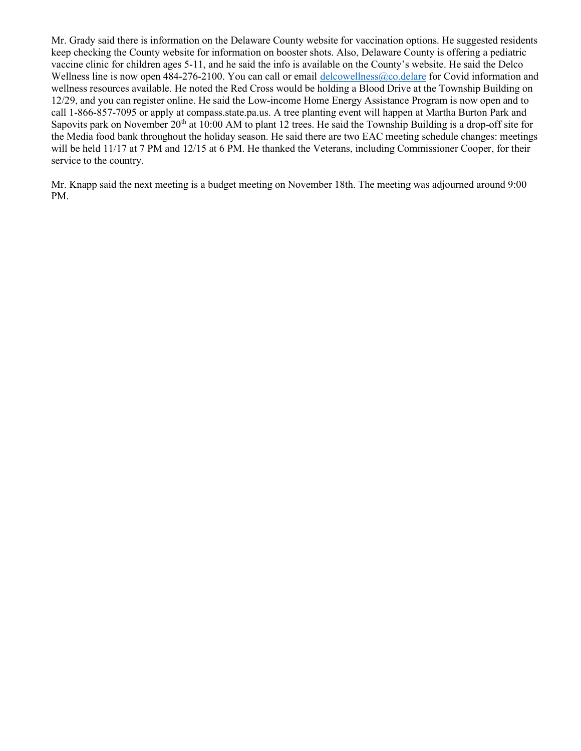Mr. Grady said there is information on the Delaware County website for vaccination options. He suggested residents keep checking the County website for information on booster shots. Also, Delaware County is offering a pediatric vaccine clinic for children ages 5-11, and he said the info is available on the County's website. He said the Delco Wellness line is now open 484-276-2100. You can call or email delcowellness@co.delare for Covid information and wellness resources available. He noted the Red Cross would be holding a Blood Drive at the Township Building on 12/29, and you can register online. He said the Low-income Home Energy Assistance Program is now open and to call 1-866-857-7095 or apply at compass.state.pa.us. A tree planting event will happen at Martha Burton Park and Sapovits park on November 20th at 10:00 AM to plant 12 trees. He said the Township Building is a drop-off site for the Media food bank throughout the holiday season. He said there are two EAC meeting schedule changes: meetings will be held 11/17 at 7 PM and 12/15 at 6 PM. He thanked the Veterans, including Commissioner Cooper, for their service to the country.

Mr. Knapp said the next meeting is a budget meeting on November 18th. The meeting was adjourned around 9:00 PM.